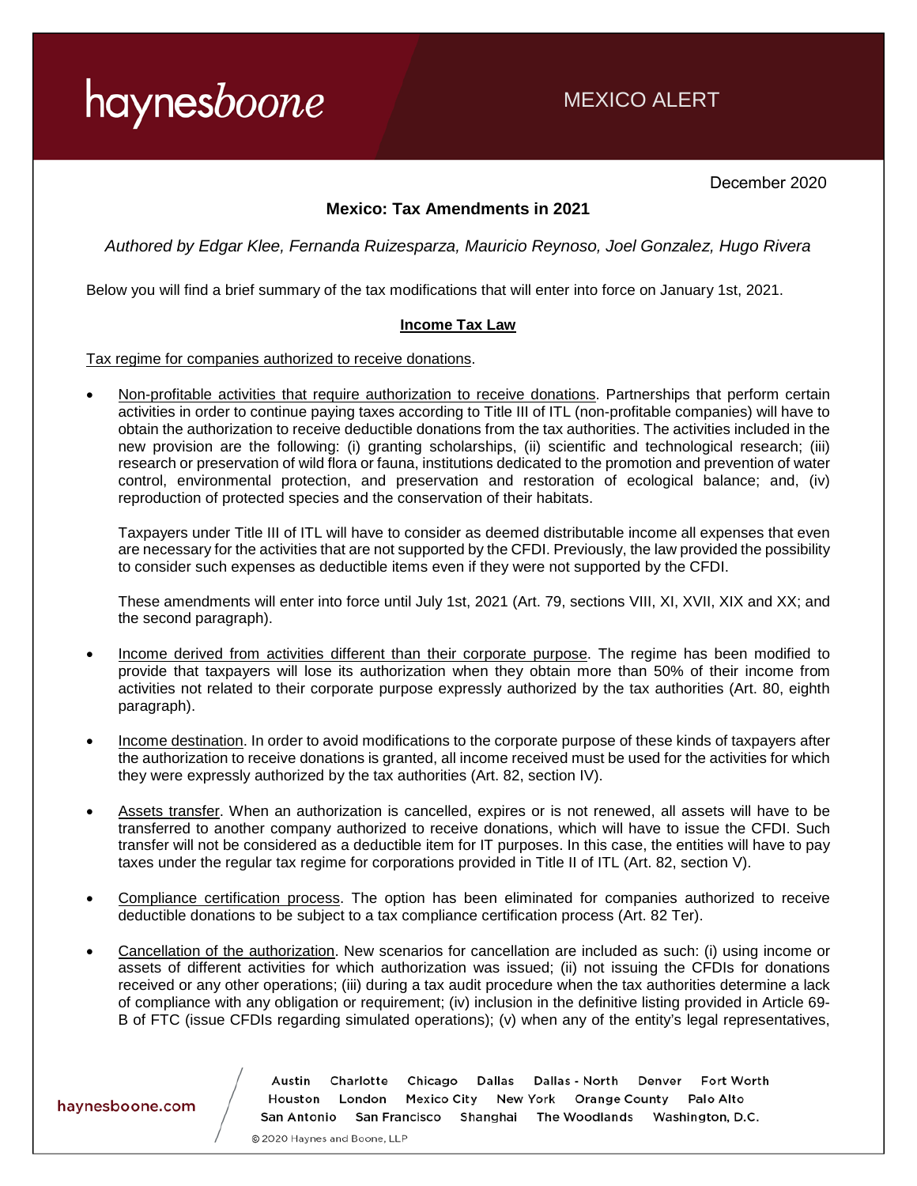MEXICO ALERT

December 2020

## Mexico: Tax Amendments in 2021

*Authored by Edgar Klee, Fernanda Ruizesparza, Mauricio Reynoso, Joel Gonzalez, Hugo Rivera*

Below you will find a brief summary of the tax modifications that will enter into force on January 1st, 2021.

### Income Tax Law

Tax regime for companies authorized to receive donations.

- Non-profitable activities that require authorization to receive donations. Partnerships that perform certain activities in order to continue paying taxes according to Title III of ITL (non-profitable companies) will have to obtain the authorization to receive deductible donations from the tax authorities. The activities included in the new provision are the following: (i) granting scholarships, (ii) scientific and technological research; (iii) research or preservation of wild flora or fauna, institutions dedicated to the promotion and prevention of water control, environmental protection, and preservation and restoration of ecological balance; and, (iv) reproduction of protected species and the conservation of their habitats.

  Taxpayers under Title III of ITL will have to consider as deemed distributable income all expenses that even are necessary for the activities that are not supported by the CFDI. Previously, the law provided the possibility to consider such expenses as deductible items even if they were not supported by the CFDI.

  These amendments will enter into force until July 1st, 2021 (Art. 79, sections VIII, XI, XVII, XIX and XX; and the second paragraph).

- Income derived from activities different than their corporate purpose. The regime has been modified to provide that taxpayers will lose its authorization when they obtain more than 50% of their income from activities not related to their corporate purpose expressly authorized by the tax authorities (Art. 80, eighth paragraph).

- Income destination. In order to avoid modifications to the corporate purpose of these kinds of taxpayers after the authorization to receive donations is granted, all income received must be used for the activities for which they were expressly authorized by the tax authorities (Art. 82, section IV).

- Assets transfer. When an authorization is cancelled, expires or is not renewed, all assets will have to be transferred to another company authorized to receive donations, which will have to issue the CFDI. Such transfer will not be considered as a deductible item for IT purposes. In this case, the entities will have to pay taxes under the regular tax regime for corporations provided in Title II of ITL (Art. 82, section V).

- Compliance certification process. The option has been eliminated for companies authorized to receive deductible donations to be subject to a tax compliance certification process (Art. 82 Ter).

- Cancellation of the authorization. New scenarios for cancellation are included as such: (i) using income or assets of different activities for which authorization was issued; (ii) not issuing the CFDIs for donations received or any other operations; (iii) during a tax audit procedure when the tax authorities determine a lack of compliance with any obligation or requirement; (iv) inclusion in the definitive listing provided in Article 69-B of FTC (issue CFDIs regarding simulated operations); (v) when any of the entity's legal representatives,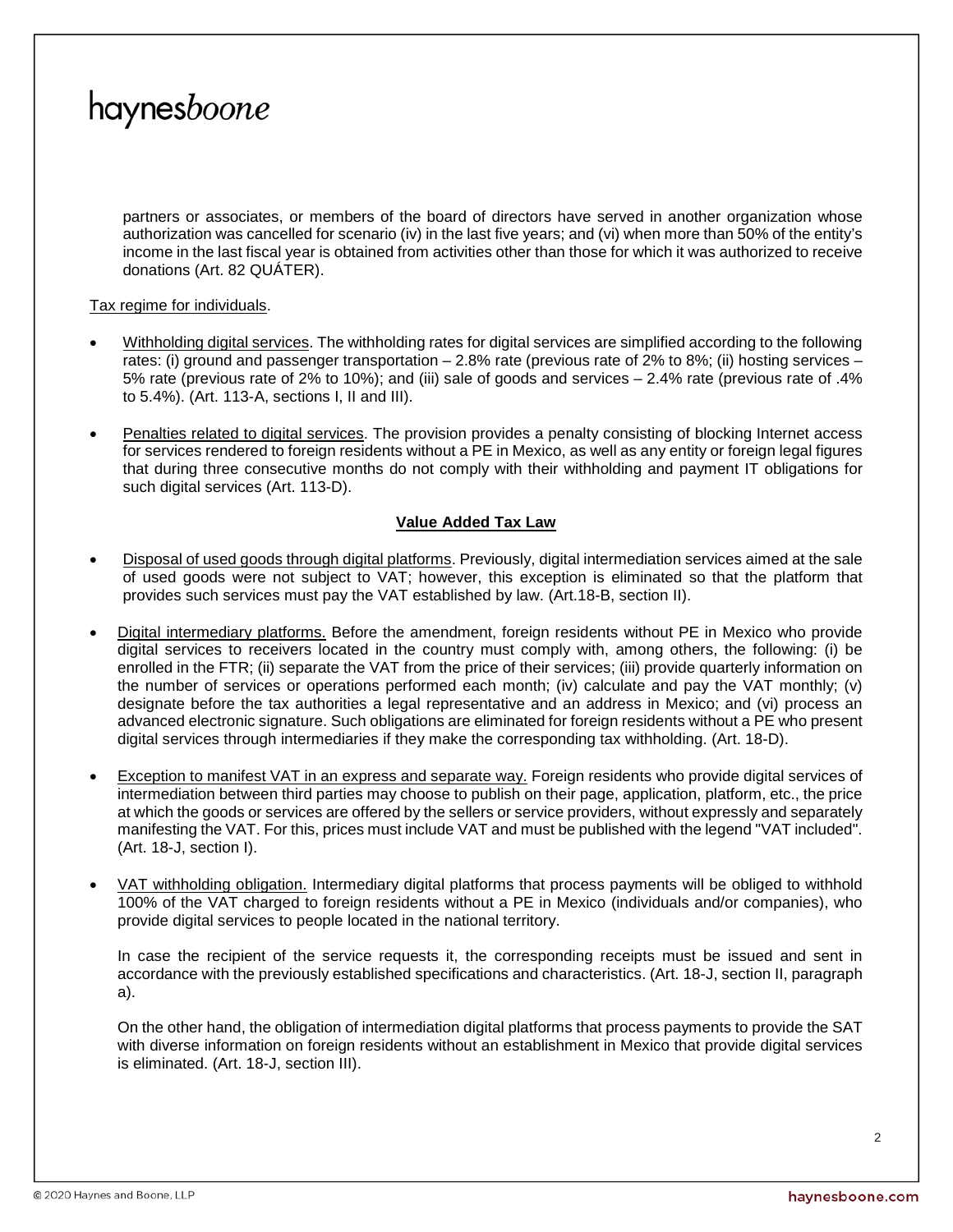partners or associates, or members of the board of directors have served in another organization whose authorization was cancelled for scenario (iv) in the last five years; and (vi) when more than 50% of the entity's income in the last fiscal year is obtained from activities other than those for which it was authorized to receive donations (Art. 82 QUÁTER).

Tax regime for individuals.

- Withholding digital services. The withholding rates for digital services are simplified according to the following rates: (i) ground and passenger transportation – 2.8% rate (previous rate of 2% to 8%; (ii) hosting services – 5% rate (previous rate of 2% to 10%); and (iii) sale of goods and services – 2.4% rate (previous rate of .4% to 5.4%). (Art. 113-A, sections I, II and III).

- Penalties related to digital services. The provision provides a penalty consisting of blocking Internet access for services rendered to foreign residents without a PE in Mexico, as well as any entity or foreign legal figures that during three consecutive months do not comply with their withholding and payment IT obligations for such digital services (Art. 113-D).

## Value Added Tax Law

- Disposal of used goods through digital platforms. Previously, digital intermediation services aimed at the sale of used goods were not subject to VAT; however, this exception is eliminated so that the platform that provides such services must pay the VAT established by law. (Art.18-B, section II).

- Digital intermediary platforms. Before the amendment, foreign residents without PE in Mexico who provide digital services to receivers located in the country must comply with, among others, the following: (i) be enrolled in the FTR; (ii) separate the VAT from the price of their services; (iii) provide quarterly information on the number of services or operations performed each month; (iv) calculate and pay the VAT monthly; (v) designate before the tax authorities a legal representative and an address in Mexico; and (vi) process an advanced electronic signature. Such obligations are eliminated for foreign residents without a PE who present digital services through intermediaries if they make the corresponding tax withholding. (Art. 18-D).

- Exception to manifest VAT in an express and separate way. Foreign residents who provide digital services of intermediation between third parties may choose to publish on their page, application, platform, etc., the price at which the goods or services are offered by the sellers or service providers, without expressly and separately manifesting the VAT. For this, prices must include VAT and must be published with the legend "VAT included". (Art. 18-J, section I).

- VAT withholding obligation. Intermediary digital platforms that process payments will be obliged to withhold 100% of the VAT charged to foreign residents without a PE in Mexico (individuals and/or companies), who provide digital services to people located in the national territory.

  In case the recipient of the service requests it, the corresponding receipts must be issued and sent in accordance with the previously established specifications and characteristics. (Art. 18-J, section II, paragraph a).

  On the other hand, the obligation of intermediation digital platforms that process payments to provide the SAT with diverse information on foreign residents without an establishment in Mexico that provide digital services is eliminated. (Art. 18-J, section III).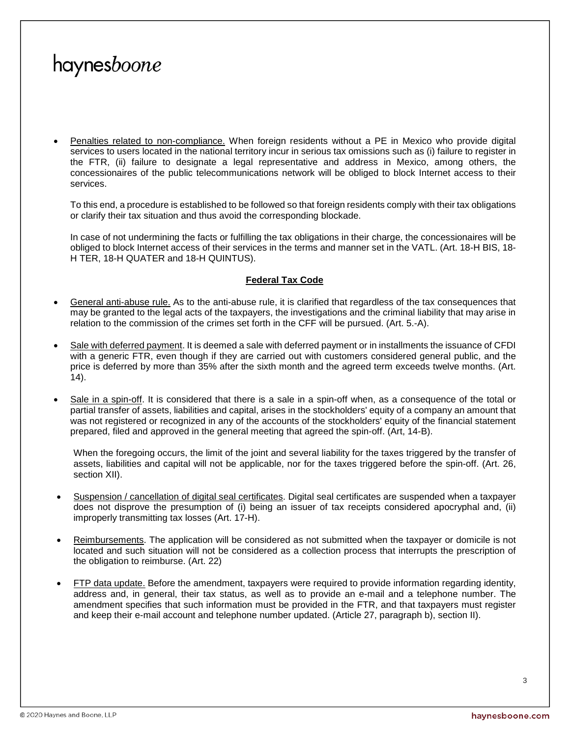- Penalties related to non-compliance. When foreign residents without a PE in Mexico who provide digital services to users located in the national territory incur in serious tax omissions such as (i) failure to register in the FTR, (ii) failure to designate a legal representative and address in Mexico, among others, the concessionaires of the public telecommunications network will be obliged to block Internet access to their services.

  To this end, a procedure is established to be followed so that foreign residents comply with their tax obligations or clarify their tax situation and thus avoid the corresponding blockade.

  In case of not undermining the facts or fulfilling the tax obligations in their charge, the concessionaires will be obliged to block Internet access of their services in the terms and manner set in the VATL. (Art. 18-H BIS, 18-H TER, 18-H QUATER and 18-H QUINTUS).

**Federal Tax Code**

- General anti-abuse rule. As to the anti-abuse rule, it is clarified that regardless of the tax consequences that may be granted to the legal acts of the taxpayers, the investigations and the criminal liability that may arise in relation to the commission of the crimes set forth in the CFF will be pursued. (Art. 5.-A).

- Sale with deferred payment. It is deemed a sale with deferred payment or in installments the issuance of CFDI with a generic FTR, even though if they are carried out with customers considered general public, and the price is deferred by more than 35% after the sixth month and the agreed term exceeds twelve months. (Art. 14).

- Sale in a spin-off. It is considered that there is a sale in a spin-off when, as a consequence of the total or partial transfer of assets, liabilities and capital, arises in the stockholders' equity of a company an amount that was not registered or recognized in any of the accounts of the stockholders' equity of the financial statement prepared, filed and approved in the general meeting that agreed the spin-off. (Art, 14-B).

  When the foregoing occurs, the limit of the joint and several liability for the taxes triggered by the transfer of assets, liabilities and capital will not be applicable, nor for the taxes triggered before the spin-off. (Art. 26, section XII).

- Suspension / cancellation of digital seal certificates. Digital seal certificates are suspended when a taxpayer does not disprove the presumption of (i) being an issuer of tax receipts considered apocryphal and, (ii) improperly transmitting tax losses (Art. 17-H).

- Reimbursements. The application will be considered as not submitted when the taxpayer or domicile is not located and such situation will not be considered as a collection process that interrupts the prescription of the obligation to reimburse. (Art. 22)

- FTP data update. Before the amendment, taxpayers were required to provide information regarding identity, address and, in general, their tax status, as well as to provide an e-mail and a telephone number. The amendment specifies that such information must be provided in the FTR, and that taxpayers must register and keep their e-mail account and telephone number updated. (Article 27, paragraph b), section II).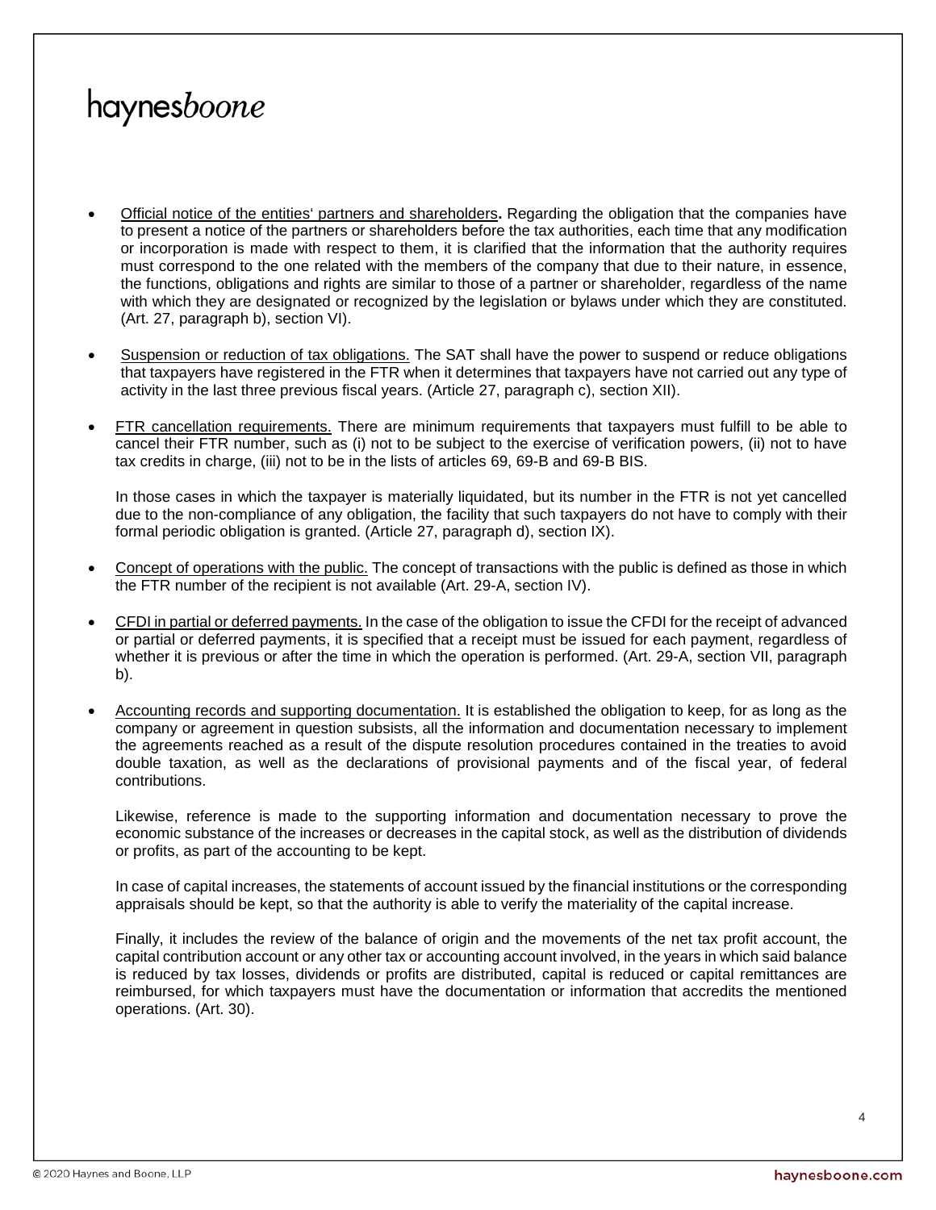- Official notice of the entities' partners and shareholders**.** Regarding the obligation that the companies have to present a notice of the partners or shareholders before the tax authorities, each time that any modification or incorporation is made with respect to them, it is clarified that the information that the authority requires must correspond to the one related with the members of the company that due to their nature, in essence, the functions, obligations and rights are similar to those of a partner or shareholder, regardless of the name with which they are designated or recognized by the legislation or bylaws under which they are constituted. (Art. 27, paragraph b), section VI).

- Suspension or reduction of tax obligations. The SAT shall have the power to suspend or reduce obligations that taxpayers have registered in the FTR when it determines that taxpayers have not carried out any type of activity in the last three previous fiscal years. (Article 27, paragraph c), section XII).

- FTR cancellation requirements. There are minimum requirements that taxpayers must fulfill to be able to cancel their FTR number, such as (i) not to be subject to the exercise of verification powers, (ii) not to have tax credits in charge, (iii) not to be in the lists of articles 69, 69-B and 69-B BIS.

  In those cases in which the taxpayer is materially liquidated, but its number in the FTR is not yet cancelled due to the non-compliance of any obligation, the facility that such taxpayers do not have to comply with their formal periodic obligation is granted. (Article 27, paragraph d), section IX).

- Concept of operations with the public. The concept of transactions with the public is defined as those in which the FTR number of the recipient is not available (Art. 29-A, section IV).

- CFDI in partial or deferred payments. In the case of the obligation to issue the CFDI for the receipt of advanced or partial or deferred payments, it is specified that a receipt must be issued for each payment, regardless of whether it is previous or after the time in which the operation is performed. (Art. 29-A, section VII, paragraph b).

- Accounting records and supporting documentation. It is established the obligation to keep, for as long as the company or agreement in question subsists, all the information and documentation necessary to implement the agreements reached as a result of the dispute resolution procedures contained in the treaties to avoid double taxation, as well as the declarations of provisional payments and of the fiscal year, of federal contributions.

  Likewise, reference is made to the supporting information and documentation necessary to prove the economic substance of the increases or decreases in the capital stock, as well as the distribution of dividends or profits, as part of the accounting to be kept.

  In case of capital increases, the statements of account issued by the financial institutions or the corresponding appraisals should be kept, so that the authority is able to verify the materiality of the capital increase.

  Finally, it includes the review of the balance of origin and the movements of the net tax profit account, the capital contribution account or any other tax or accounting account involved, in the years in which said balance is reduced by tax losses, dividends or profits are distributed, capital is reduced or capital remittances are reimbursed, for which taxpayers must have the documentation or information that accredits the mentioned operations. (Art. 30).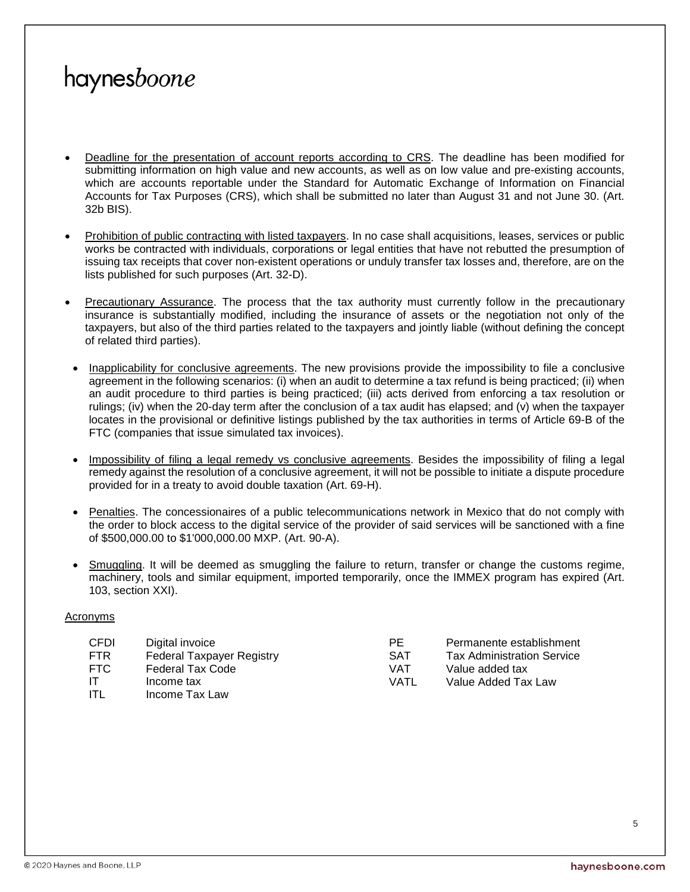- Deadline for the presentation of account reports according to CRS. The deadline has been modified for submitting information on high value and new accounts, as well as on low value and pre-existing accounts, which are accounts reportable under the Standard for Automatic Exchange of Information on Financial Accounts for Tax Purposes (CRS), which shall be submitted no later than August 31 and not June 30. (Art. 32b BIS).

- Prohibition of public contracting with listed taxpayers. In no case shall acquisitions, leases, services or public works be contracted with individuals, corporations or legal entities that have not rebutted the presumption of issuing tax receipts that cover non-existent operations or unduly transfer tax losses and, therefore, are on the lists published for such purposes (Art. 32-D).

- Precautionary Assurance. The process that the tax authority must currently follow in the precautionary insurance is substantially modified, including the insurance of assets or the negotiation not only of the taxpayers, but also of the third parties related to the taxpayers and jointly liable (without defining the concept of related third parties).

- Inapplicability for conclusive agreements. The new provisions provide the impossibility to file a conclusive agreement in the following scenarios: (i) when an audit to determine a tax refund is being practiced; (ii) when an audit procedure to third parties is being practiced; (iii) acts derived from enforcing a tax resolution or rulings; (iv) when the 20-day term after the conclusion of a tax audit has elapsed; and (v) when the taxpayer locates in the provisional or definitive listings published by the tax authorities in terms of Article 69-B of the FTC (companies that issue simulated tax invoices).

- Impossibility of filing a legal remedy vs conclusive agreements. Besides the impossibility of filing a legal remedy against the resolution of a conclusive agreement, it will not be possible to initiate a dispute procedure provided for in a treaty to avoid double taxation (Art. 69-H).

- Penalties. The concessionaires of a public telecommunications network in Mexico that do not comply with the order to block access to the digital service of the provider of said services will be sanctioned with a fine of $500,000.00 to $1'000,000.00 MXP. (Art. 90-A).

- Smuggling. It will be deemed as smuggling the failure to return, transfer or change the customs regime, machinery, tools and similar equipment, imported temporarily, once the IMMEX program has expired (Art. 103, section XXI).

Acronyms

| | | | |
|---|---|---|---|
| CFDI | Digital invoice | PE | Permanente establishment |
| FTR | Federal Taxpayer Registry | SAT | Tax Administration Service |
| FTC | Federal Tax Code | VAT | Value added tax |
| IT | Income tax | VATL | Value Added Tax Law |
| ITL | Income Tax Law | | |